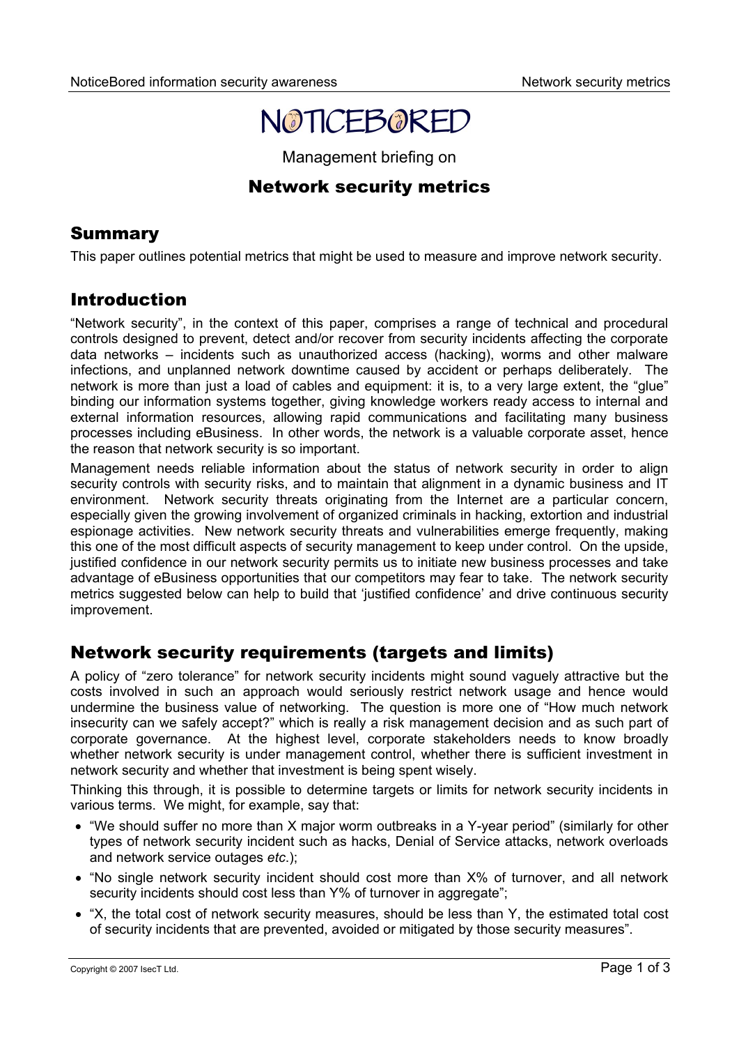# NOTICEBORED

Management briefing on

## Network security metrics

## Summary

This paper outlines potential metrics that might be used to measure and improve network security.

## Introduction

"Network security", in the context of this paper, comprises a range of technical and procedural controls designed to prevent, detect and/or recover from security incidents affecting the corporate data networks – incidents such as unauthorized access (hacking), worms and other malware infections, and unplanned network downtime caused by accident or perhaps deliberately. The network is more than just a load of cables and equipment: it is, to a very large extent, the "glue" binding our information systems together, giving knowledge workers ready access to internal and external information resources, allowing rapid communications and facilitating many business processes including eBusiness. In other words, the network is a valuable corporate asset, hence the reason that network security is so important.

Management needs reliable information about the status of network security in order to align security controls with security risks, and to maintain that alignment in a dynamic business and IT environment. Network security threats originating from the Internet are a particular concern, especially given the growing involvement of organized criminals in hacking, extortion and industrial espionage activities. New network security threats and vulnerabilities emerge frequently, making this one of the most difficult aspects of security management to keep under control. On the upside, justified confidence in our network security permits us to initiate new business processes and take advantage of eBusiness opportunities that our competitors may fear to take. The network security metrics suggested below can help to build that 'justified confidence' and drive continuous security improvement.

## Network security requirements (targets and limits)

A policy of "zero tolerance" for network security incidents might sound vaguely attractive but the costs involved in such an approach would seriously restrict network usage and hence would undermine the business value of networking. The question is more one of "How much network insecurity can we safely accept?" which is really a risk management decision and as such part of corporate governance. At the highest level, corporate stakeholders needs to know broadly whether network security is under management control, whether there is sufficient investment in network security and whether that investment is being spent wisely.

Thinking this through, it is possible to determine targets or limits for network security incidents in various terms. We might, for example, say that:

- "We should suffer no more than X major worm outbreaks in a Y-year period" (similarly for other types of network security incident such as hacks, Denial of Service attacks, network overloads and network service outages *etc.*);
- "No single network security incident should cost more than X% of turnover, and all network security incidents should cost less than Y% of turnover in aggregate";
- "X, the total cost of network security measures, should be less than Y, the estimated total cost of security incidents that are prevented, avoided or mitigated by those security measures".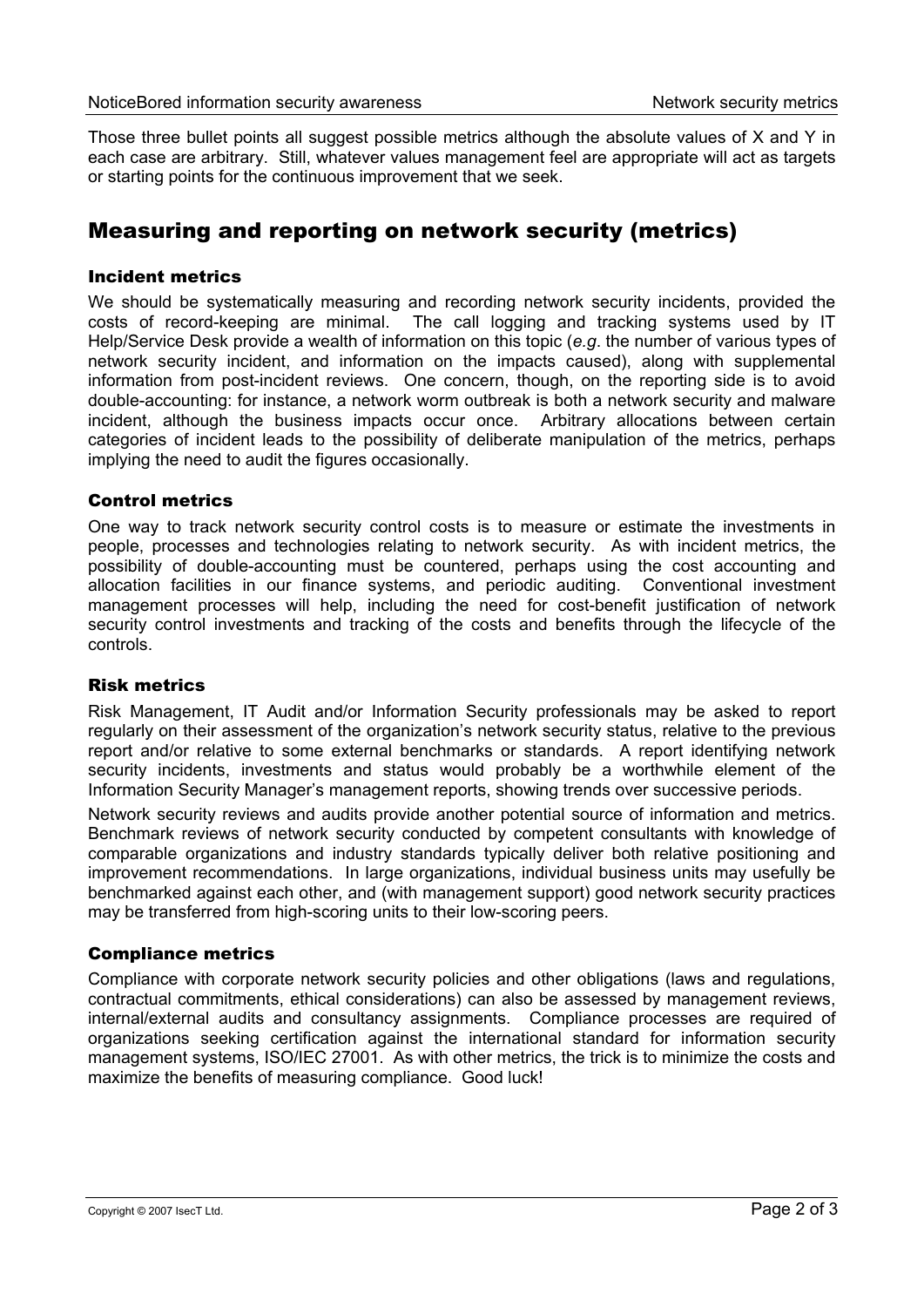Those three bullet points all suggest possible metrics although the absolute values of X and Y in each case are arbitrary. Still, whatever values management feel are appropriate will act as targets or starting points for the continuous improvement that we seek.

## Measuring and reporting on network security (metrics)

### Incident metrics

We should be systematically measuring and recording network security incidents, provided the costs of record-keeping are minimal. The call logging and tracking systems used by IT Help/Service Desk provide a wealth of information on this topic (*e.g*. the number of various types of network security incident, and information on the impacts caused), along with supplemental information from post-incident reviews. One concern, though, on the reporting side is to avoid double-accounting: for instance, a network worm outbreak is both a network security and malware incident, although the business impacts occur once. Arbitrary allocations between certain categories of incident leads to the possibility of deliberate manipulation of the metrics, perhaps implying the need to audit the figures occasionally.

### Control metrics

One way to track network security control costs is to measure or estimate the investments in people, processes and technologies relating to network security. As with incident metrics, the possibility of double-accounting must be countered, perhaps using the cost accounting and allocation facilities in our finance systems, and periodic auditing. Conventional investment management processes will help, including the need for cost-benefit justification of network security control investments and tracking of the costs and benefits through the lifecycle of the controls.

### Risk metrics

Risk Management, IT Audit and/or Information Security professionals may be asked to report regularly on their assessment of the organization's network security status, relative to the previous report and/or relative to some external benchmarks or standards. A report identifying network security incidents, investments and status would probably be a worthwhile element of the Information Security Manager's management reports, showing trends over successive periods.

Network security reviews and audits provide another potential source of information and metrics. Benchmark reviews of network security conducted by competent consultants with knowledge of comparable organizations and industry standards typically deliver both relative positioning and improvement recommendations. In large organizations, individual business units may usefully be benchmarked against each other, and (with management support) good network security practices may be transferred from high-scoring units to their low-scoring peers.

### Compliance metrics

Compliance with corporate network security policies and other obligations (laws and regulations, contractual commitments, ethical considerations) can also be assessed by management reviews, internal/external audits and consultancy assignments. Compliance processes are required of organizations seeking certification against the international standard for information security management systems, ISO/IEC 27001. As with other metrics, the trick is to minimize the costs and maximize the benefits of measuring compliance. Good luck!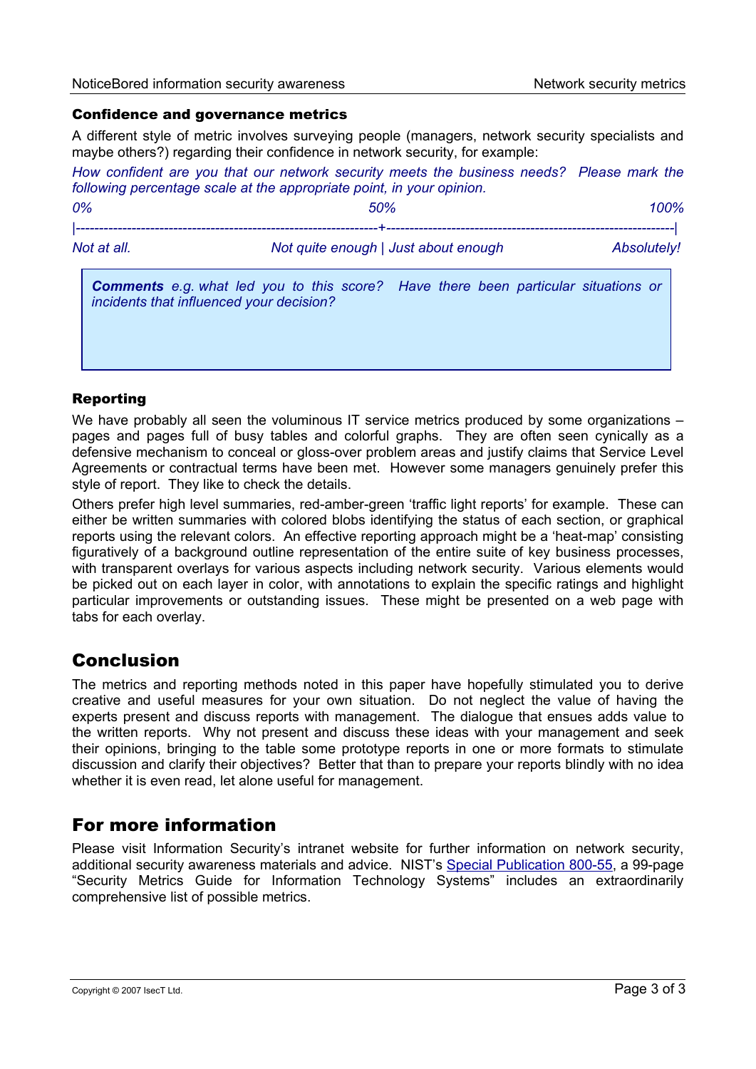### Confidence and governance metrics

A different style of metric involves surveying people (managers, network security specialists and maybe others?) regarding their confidence in network security, for example:

*How confident are you that our network security meets the business needs? Please mark the following percentage scale at the appropriate point, in your opinion.*

*0%* *50%* *100%*

|----------------------------------------------------------------+-------------------------------------------------------------|

*Not at all.* *Not quite enough | Just about enough* *Absolutely!*

> ***Comments** e.g. what led you to this score? Have there been particular situations or incidents that influenced your decision?*

### Reporting

We have probably all seen the voluminous IT service metrics produced by some organizations – pages and pages full of busy tables and colorful graphs. They are often seen cynically as a defensive mechanism to conceal or gloss-over problem areas and justify claims that Service Level Agreements or contractual terms have been met. However some managers genuinely prefer this style of report. They like to check the details.

Others prefer high level summaries, red-amber-green 'traffic light reports' for example. These can either be written summaries with colored blobs identifying the status of each section, or graphical reports using the relevant colors. An effective reporting approach might be a 'heat-map' consisting figuratively of a background outline representation of the entire suite of key business processes, with transparent overlays for various aspects including network security. Various elements would be picked out on each layer in color, with annotations to explain the specific ratings and highlight particular improvements or outstanding issues. These might be presented on a web page with tabs for each overlay.

## Conclusion

The metrics and reporting methods noted in this paper have hopefully stimulated you to derive creative and useful measures for your own situation. Do not neglect the value of having the experts present and discuss reports with management. The dialogue that ensues adds value to the written reports. Why not present and discuss these ideas with your management and seek their opinions, bringing to the table some prototype reports in one or more formats to stimulate discussion and clarify their objectives? Better that than to prepare your reports blindly with no idea whether it is even read, let alone useful for management.

## For more information

Please visit Information Security's intranet website for further information on network security, additional security awareness materials and advice. NIST's Special Publication 800-55, a 99-page "Security Metrics Guide for Information Technology Systems" includes an extraordinarily comprehensive list of possible metrics.

Copyright © 2007 IsecT Ltd.